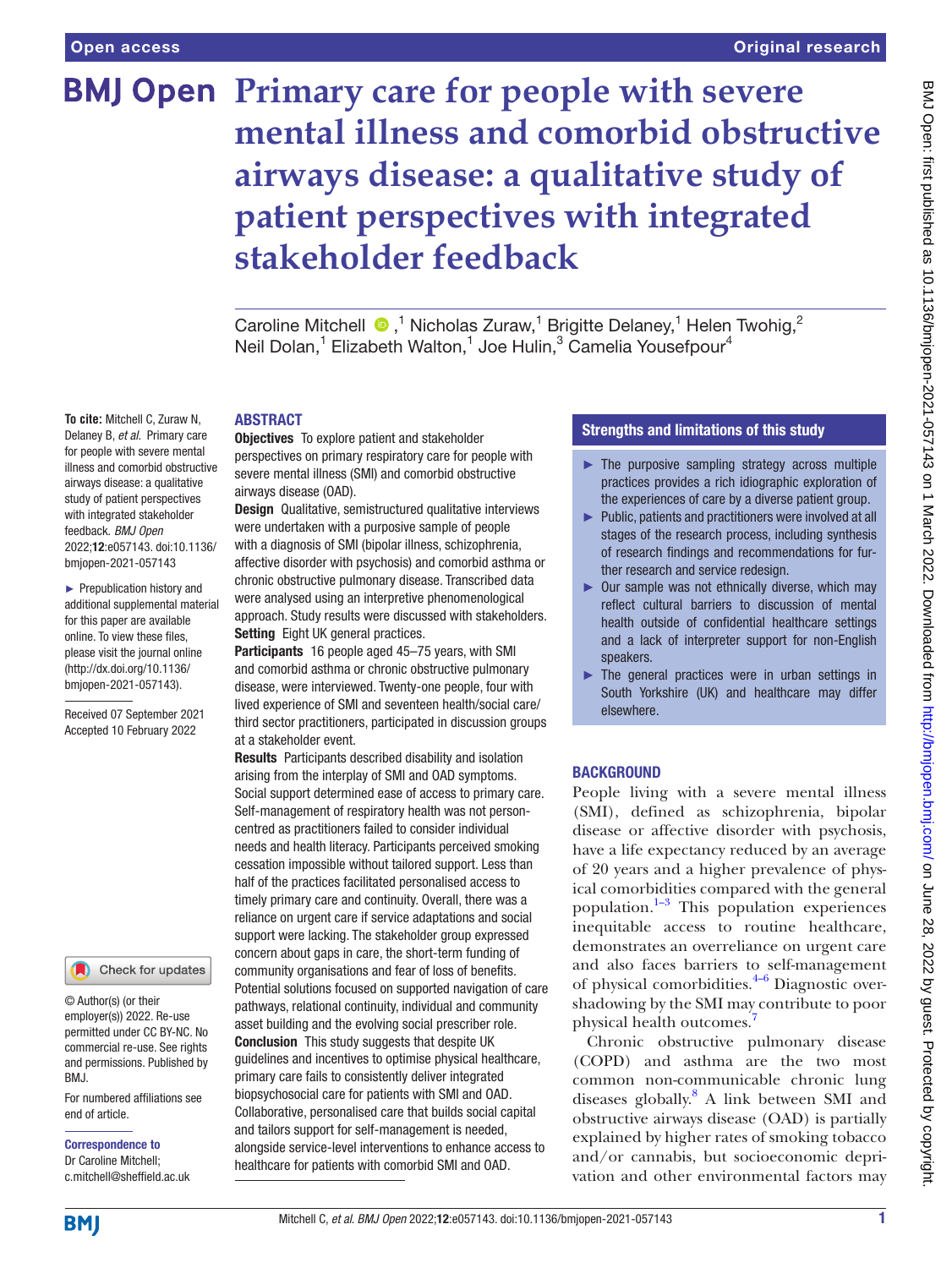# Primary care for people with severe mental illness and comorbid obstructive airways disease: a qualitative study of patient perspectives with integrated stakeholder feedback

Caroline Mitchell ,[1] Nicholas Zuraw,[1] Brigitte Delaney,[1] Helen Twohig,[2] Neil Dolan,[1] Elizabeth Walton,[1] Joe Hulin,[3] Camelia Yousefpour[4]

**To cite:** Mitchell C, Zuraw N, Delaney B, *et al*. Primary care for people with severe mental illness and comorbid obstructive airways disease: a qualitative study of patient perspectives with integrated stakeholder feedback. *BMJ Open* 2022;**12**:e057143. doi:10.1136/bmjopen-2021-057143

► Prepublication history and additional supplemental material for this paper are available online. To view these files, please visit the journal online (http://dx.doi.org/10.1136/bmjopen-2021-057143).

Received 07 September 2021
Accepted 10 February 2022

© Author(s) (or their employer(s)) 2022. Re-use permitted under CC BY-NC. No commercial re-use. See rights and permissions. Published by BMJ.

For numbered affiliations see end of article.

**Correspondence to**
Dr Caroline Mitchell; c.mitchell@sheffield.ac.uk

## ABSTRACT

**Objectives** To explore patient and stakeholder perspectives on primary respiratory care for people with severe mental illness (SMI) and comorbid obstructive airways disease (OAD).

**Design** Qualitative, semistructured qualitative interviews were undertaken with a purposive sample of people with a diagnosis of SMI (bipolar illness, schizophrenia, affective disorder with psychosis) and comorbid asthma or chronic obstructive pulmonary disease. Transcribed data were analysed using an interpretive phenomenological approach. Study results were discussed with stakeholders.

**Setting** Eight UK general practices.

**Participants** 16 people aged 45–75 years, with SMI and comorbid asthma or chronic obstructive pulmonary disease, were interviewed. Twenty-one people, four with lived experience of SMI and seventeen health/social care/third sector practitioners, participated in discussion groups at a stakeholder event.

**Results** Participants described disability and isolation arising from the interplay of SMI and OAD symptoms. Social support determined ease of access to primary care. Self-management of respiratory health was not person-centred as practitioners failed to consider individual needs and health literacy. Participants perceived smoking cessation impossible without tailored support. Less than half of the practices facilitated personalised access to timely primary care and continuity. Overall, there was a reliance on urgent care if service adaptations and social support were lacking. The stakeholder group expressed concern about gaps in care, the short-term funding of community organisations and fear of loss of benefits. Potential solutions focused on supported navigation of care pathways, relational continuity, individual and community asset building and the evolving social prescriber role.

**Conclusion** This study suggests that despite UK guidelines and incentives to optimise physical healthcare, primary care fails to consistently deliver integrated biopsychosocial care for patients with SMI and OAD. Collaborative, personalised care that builds social capital and tailors support for self-management is needed, alongside service-level interventions to enhance access to healthcare for patients with comorbid SMI and OAD.

## Strengths and limitations of this study

- ► The purposive sampling strategy across multiple practices provides a rich idiographic exploration of the experiences of care by a diverse patient group.
- ► Public, patients and practitioners were involved at all stages of the research process, including synthesis of research findings and recommendations for further research and service redesign.
- ► Our sample was not ethnically diverse, which may reflect cultural barriers to discussion of mental health outside of confidential healthcare settings and a lack of interpreter support for non-English speakers.
- ► The general practices were in urban settings in South Yorkshire (UK) and healthcare may differ elsewhere.

## BACKGROUND

People living with a severe mental illness (SMI), defined as schizophrenia, bipolar disease or affective disorder with psychosis, have a life expectancy reduced by an average of 20 years and a higher prevalence of physical comorbidities compared with the general population.[1–3] This population experiences inequitable access to routine healthcare, demonstrates an overreliance on urgent care and also faces barriers to self-management of physical comorbidities.[4–6] Diagnostic overshadowing by the SMI may contribute to poor physical health outcomes.[7]

Chronic obstructive pulmonary disease (COPD) and asthma are the two most common non-communicable chronic lung diseases globally.[8] A link between SMI and obstructive airways disease (OAD) is partially explained by higher rates of smoking tobacco and/or cannabis, but socioeconomic deprivation and other environmental factors may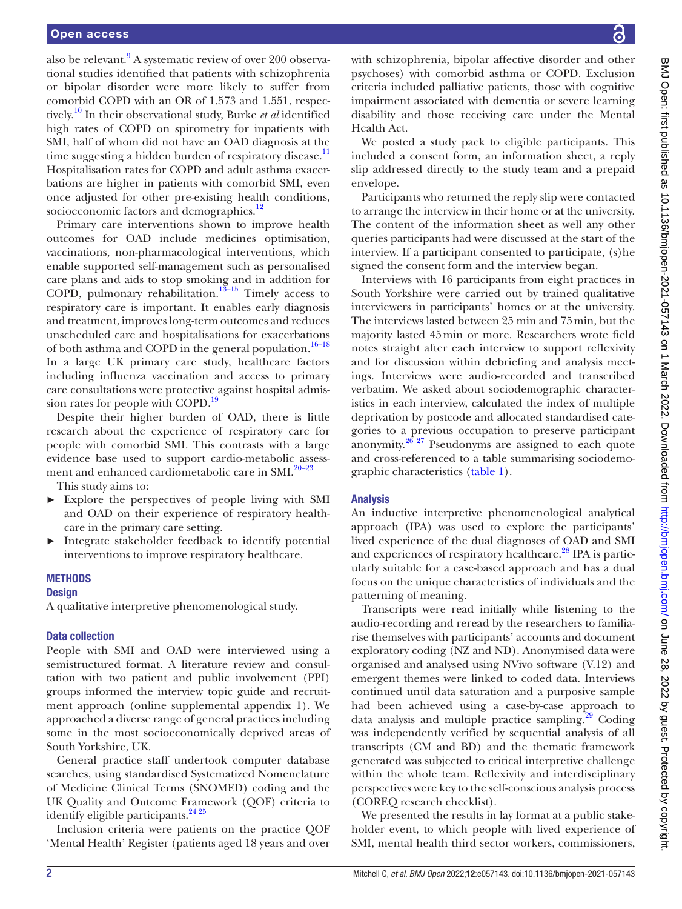also be relevant.[9] A systematic review of over 200 observational studies identified that patients with schizophrenia or bipolar disorder were more likely to suffer from comorbid COPD with an OR of 1.573 and 1.551, respectively.[10] In their observational study, Burke *et al* identified high rates of COPD on spirometry for inpatients with SMI, half of whom did not have an OAD diagnosis at the time suggesting a hidden burden of respiratory disease.[11] Hospitalisation rates for COPD and adult asthma exacerbations are higher in patients with comorbid SMI, even once adjusted for other pre-existing health conditions, socioeconomic factors and demographics.[12]

Primary care interventions shown to improve health outcomes for OAD include medicines optimisation, vaccinations, non-pharmacological interventions, which enable supported self-management such as personalised care plans and aids to stop smoking and in addition for COPD, pulmonary rehabilitation.[13–15] Timely access to respiratory care is important. It enables early diagnosis and treatment, improves long-term outcomes and reduces unscheduled care and hospitalisations for exacerbations of both asthma and COPD in the general population.[16–18] In a large UK primary care study, healthcare factors including influenza vaccination and access to primary care consultations were protective against hospital admission rates for people with COPD.[19]

Despite their higher burden of OAD, there is little research about the experience of respiratory care for people with comorbid SMI. This contrasts with a large evidence base used to support cardio-metabolic assessment and enhanced cardiometabolic care in SMI.[20–23]

This study aims to:

- Explore the perspectives of people living with SMI and OAD on their experience of respiratory healthcare in the primary care setting.
- Integrate stakeholder feedback to identify potential interventions to improve respiratory healthcare.

## METHODS

### Design

A qualitative interpretive phenomenological study.

### Data collection

People with SMI and OAD were interviewed using a semistructured format. A literature review and consultation with two patient and public involvement (PPI) groups informed the interview topic guide and recruitment approach (online supplemental appendix 1). We approached a diverse range of general practices including some in the most socioeconomically deprived areas of South Yorkshire, UK.

General practice staff undertook computer database searches, using standardised Systematized Nomenclature of Medicine Clinical Terms (SNOMED) coding and the UK Quality and Outcome Framework (QOF) criteria to identify eligible participants.[24 25]

Inclusion criteria were patients on the practice QOF 'Mental Health' Register (patients aged 18 years and over with schizophrenia, bipolar affective disorder and other psychoses) with comorbid asthma or COPD. Exclusion criteria included palliative patients, those with cognitive impairment associated with dementia or severe learning disability and those receiving care under the Mental Health Act.

We posted a study pack to eligible participants. This included a consent form, an information sheet, a reply slip addressed directly to the study team and a prepaid envelope.

Participants who returned the reply slip were contacted to arrange the interview in their home or at the university. The content of the information sheet as well any other queries participants had were discussed at the start of the interview. If a participant consented to participate, (s)he signed the consent form and the interview began.

Interviews with 16 participants from eight practices in South Yorkshire were carried out by trained qualitative interviewers in participants' homes or at the university. The interviews lasted between 25 min and 75 min, but the majority lasted 45 min or more. Researchers wrote field notes straight after each interview to support reflexivity and for discussion within debriefing and analysis meetings. Interviews were audio-recorded and transcribed verbatim. We asked about sociodemographic characteristics in each interview, calculated the index of multiple deprivation by postcode and allocated standardised categories to a previous occupation to preserve participant anonymity.[26 27] Pseudonyms are assigned to each quote and cross-referenced to a table summarising sociodemographic characteristics (table 1).

### Analysis

An inductive interpretive phenomenological analytical approach (IPA) was used to explore the participants' lived experience of the dual diagnoses of OAD and SMI and experiences of respiratory healthcare.[28] IPA is particularly suitable for a case-based approach and has a dual focus on the unique characteristics of individuals and the patterning of meaning.

Transcripts were read initially while listening to the audio-recording and reread by the researchers to familiarise themselves with participants' accounts and document exploratory coding (NZ and ND). Anonymised data were organised and analysed using NVivo software (V.12) and emergent themes were linked to coded data. Interviews continued until data saturation and a purposive sample had been achieved using a case-by-case approach to data analysis and multiple practice sampling.[29] Coding was independently verified by sequential analysis of all transcripts (CM and BD) and the thematic framework generated was subjected to critical interpretive challenge within the whole team. Reflexivity and interdisciplinary perspectives were key to the self-conscious analysis process (COREQ research checklist).

We presented the results in lay format at a public stakeholder event, to which people with lived experience of SMI, mental health third sector workers, commissioners,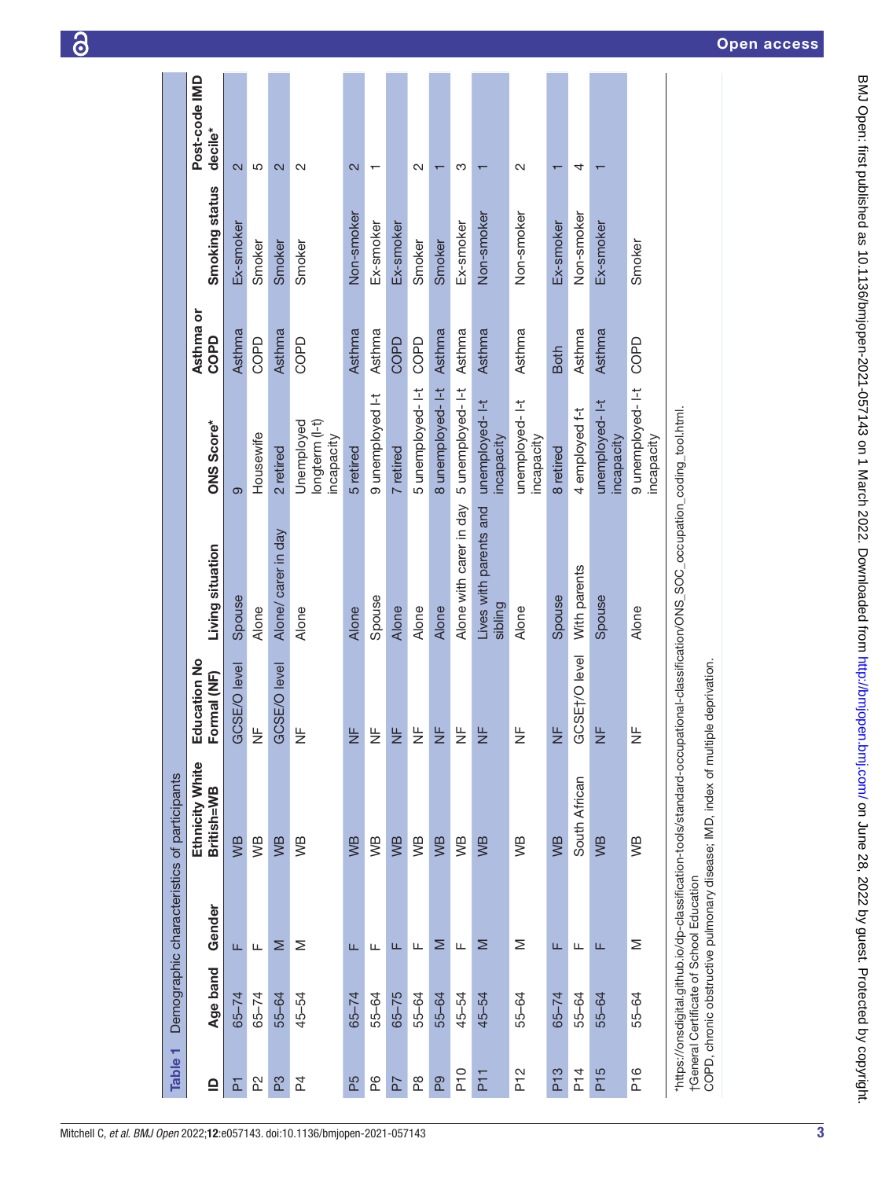**Table 1** Demographic characteristics of participants

| ID | Age band | Gender | Ethnicity White British=WB | Education No Formal (NF) | Living situation | ONS Score* | Asthma or COPD | Smoking status | Post-code IMD decile* |
|---|---|---|---|---|---|---|---|---|---|
| P1 | 65–74 | F | WB | GCSE/O level | Spouse | 9 | Asthma | Ex-smoker | 2 |
| P2 | 65–74 | F | WB | NF | Alone | Housewife | COPD | Smoker | 5 |
| P3 | 55–64 | M | WB | GCSE/O level | Alone/ carer in day | 2 retired | Asthma | Smoker | 2 |
| P4 | 45–54 | M | WB | NF | Alone | Unemployed longterm (l-t) incapacity | COPD | Smoker | 2 |
| P5 | 65–74 | F | WB | NF | Alone | 5 retired | Asthma | Non-smoker | 2 |
| P6 | 55–64 | F | WB | NF | Spouse | 9 unemployed l-t | Asthma | Ex-smoker | 1 |
| P7 | 65–75 | F | WB | NF | Alone | 7 retired | COPD | Ex-smoker | |
| P8 | 55–64 | F | WB | NF | Alone | 5 unemployed- l-t | COPD | Smoker | 2 |
| P9 | 55–64 | M | WB | NF | Alone | 8 unemployed- l-t | Asthma | Smoker | 1 |
| P10 | 45–54 | F | WB | NF | Alone with carer in day | 5 unemployed- l-t | Asthma | Ex-smoker | 3 |
| P11 | 45–54 | M | WB | NF | Lives with parents and sibling | unemployed- l-t incapacity | Asthma | Non-smoker | 1 |
| P12 | 55–64 | M | WB | NF | Alone | unemployed- l-t incapacity | Asthma | Non-smoker | 2 |
| P13 | 65–74 | F | WB | NF | Spouse | 8 retired | Both | Ex-smoker | 1 |
| P14 | 55–64 | F | South African | GCSE†/O level | With parents | 4 employed f-t | Asthma | Non-smoker | 4 |
| P15 | 55–64 | F | WB | NF | Spouse | unemployed- l-t incapacity | Asthma | Ex-smoker | 1 |
| P16 | 55–64 | M | WB | NF | Alone | 9 unemployed- l-t incapacity | COPD | Smoker | |

*https://onsdigital.github.io/dp-classification-tools/standard-occupational-classification/ONS_SOC_occupation_coding_tool.html.
†General Certificate of School Education
COPD, chronic obstructive pulmonary disease; IMD, index of multiple deprivation.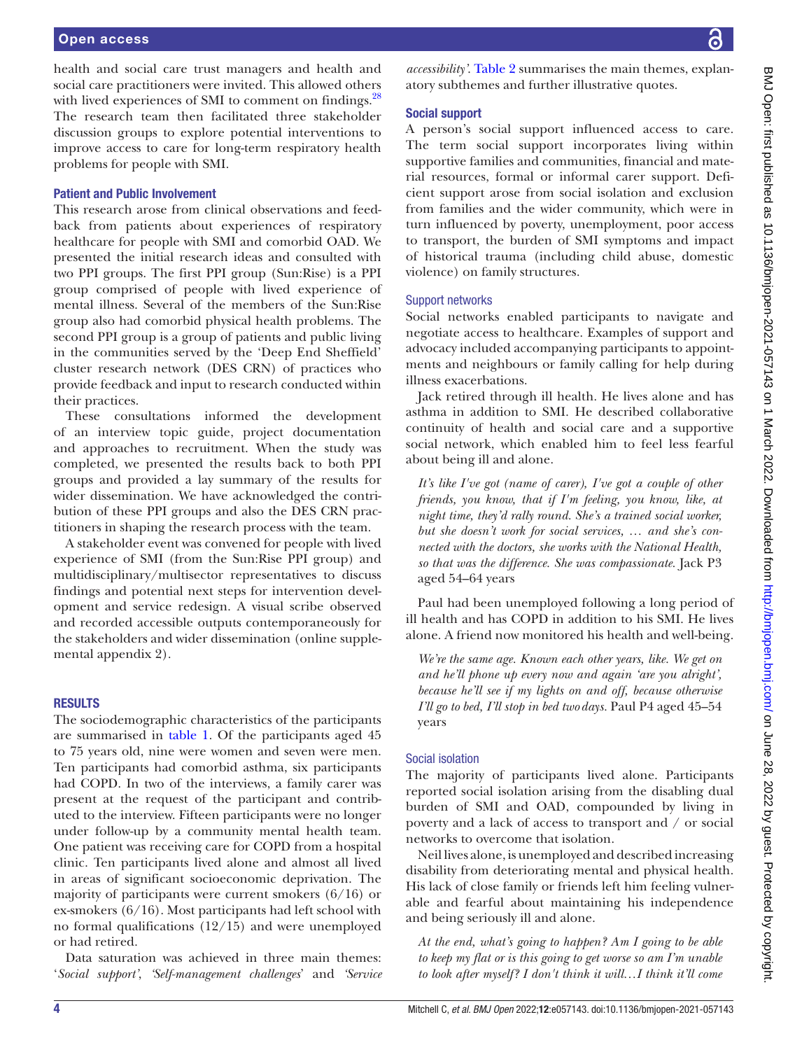health and social care trust managers and health and social care practitioners were invited. This allowed others with lived experiences of SMI to comment on findings.[28] The research team then facilitated three stakeholder discussion groups to explore potential interventions to improve access to care for long-term respiratory health problems for people with SMI.

### Patient and Public Involvement

This research arose from clinical observations and feedback from patients about experiences of respiratory healthcare for people with SMI and comorbid OAD. We presented the initial research ideas and consulted with two PPI groups. The first PPI group (Sun:Rise) is a PPI group comprised of people with lived experience of mental illness. Several of the members of the Sun:Rise group also had comorbid physical health problems. The second PPI group is a group of patients and public living in the communities served by the 'Deep End Sheffield' cluster research network (DES CRN) of practices who provide feedback and input to research conducted within their practices.

These consultations informed the development of an interview topic guide, project documentation and approaches to recruitment. When the study was completed, we presented the results back to both PPI groups and provided a lay summary of the results for wider dissemination. We have acknowledged the contribution of these PPI groups and also the DES CRN practitioners in shaping the research process with the team.

A stakeholder event was convened for people with lived experience of SMI (from the Sun:Rise PPI group) and multidisciplinary/multisector representatives to discuss findings and potential next steps for intervention development and service redesign. A visual scribe observed and recorded accessible outputs contemporaneously for the stakeholders and wider dissemination (online supplemental appendix 2).

## RESULTS

The sociodemographic characteristics of the participants are summarised in table 1. Of the participants aged 45 to 75 years old, nine were women and seven were men. Ten participants had comorbid asthma, six participants had COPD. In two of the interviews, a family carer was present at the request of the participant and contributed to the interview. Fifteen participants were no longer under follow-up by a community mental health team. One patient was receiving care for COPD from a hospital clinic. Ten participants lived alone and almost all lived in areas of significant socioeconomic deprivation. The majority of participants were current smokers (6/16) or ex-smokers (6/16). Most participants had left school with no formal qualifications (12/15) and were unemployed or had retired.

Data saturation was achieved in three main themes: '*Social support*', '*Self-management challenges*' and '*Service accessibility*'. Table 2 summarises the main themes, explanatory subthemes and further illustrative quotes.

### Social support

A person's social support influenced access to care. The term social support incorporates living within supportive families and communities, financial and material resources, formal or informal carer support. Deficient support arose from social isolation and exclusion from families and the wider community, which were in turn influenced by poverty, unemployment, poor access to transport, the burden of SMI symptoms and impact of historical trauma (including child abuse, domestic violence) on family structures.

#### Support networks

Social networks enabled participants to navigate and negotiate access to healthcare. Examples of support and advocacy included accompanying participants to appointments and neighbours or family calling for help during illness exacerbations.

Jack retired through ill health. He lives alone and has asthma in addition to SMI. He described collaborative continuity of health and social care and a supportive social network, which enabled him to feel less fearful about being ill and alone.

> *It's like I've got (name of carer), I've got a couple of other friends, you know, that if I'm feeling, you know, like, at night time, they'd rally round. She's a trained social worker, but she doesn't work for social services, … and she's connected with the doctors, she works with the National Health, so that was the difference. She was compassionate.* Jack P3 aged 54–64 years

Paul had been unemployed following a long period of ill health and has COPD in addition to his SMI. He lives alone. A friend now monitored his health and well-being.

> *We're the same age. Known each other years, like. We get on and he'll phone up every now and again 'are you alright', because he'll see if my lights on and off, because otherwise I'll go to bed, I'll stop in bed two days.* Paul P4 aged 45–54 years

#### Social isolation

The majority of participants lived alone. Participants reported social isolation arising from the disabling dual burden of SMI and OAD, compounded by living in poverty and a lack of access to transport and / or social networks to overcome that isolation.

Neil lives alone, is unemployed and described increasing disability from deteriorating mental and physical health. His lack of close family or friends left him feeling vulnerable and fearful about maintaining his independence and being seriously ill and alone.

> *At the end, what's going to happen? Am I going to be able to keep my flat or is this going to get worse so am I'm unable to look after myself? I don't think it will…I think it'll come*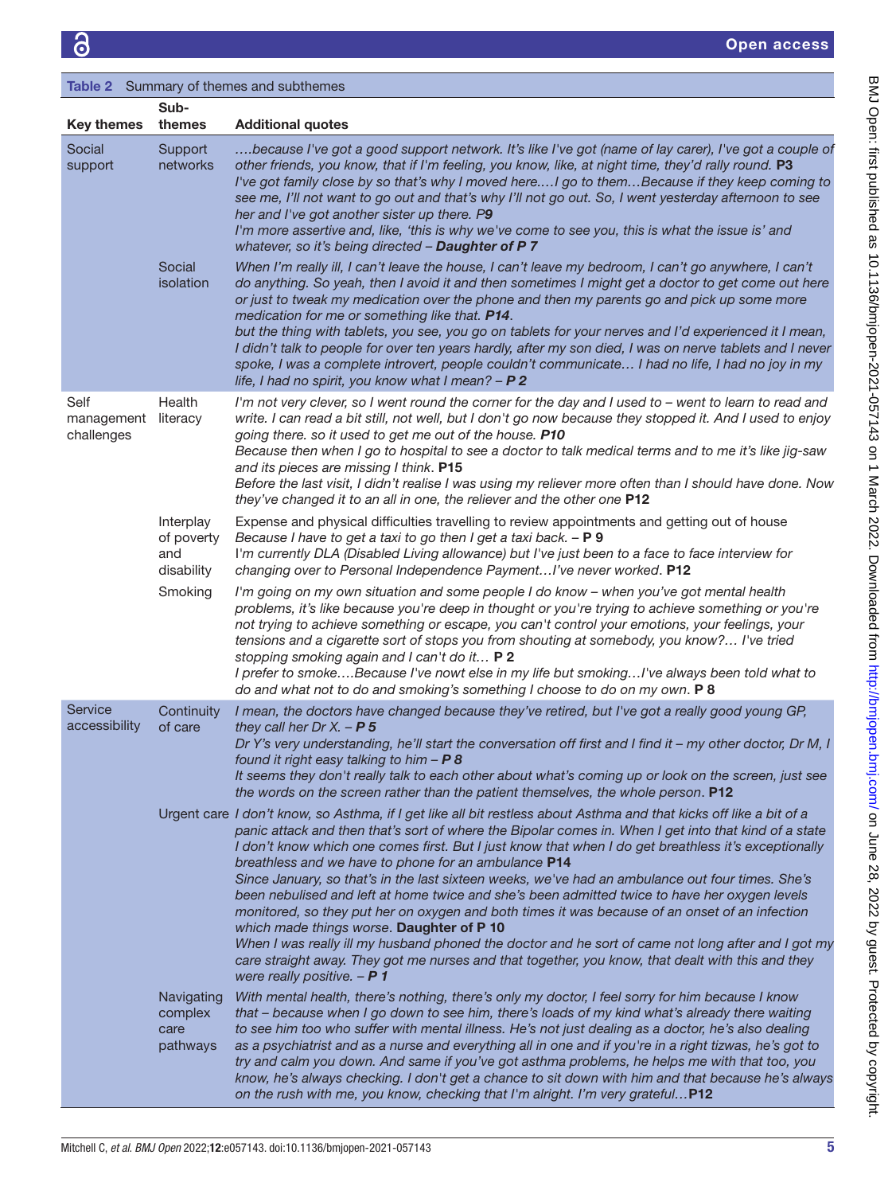**Table 2** Summary of themes and subthemes

| Key themes | Sub-themes | Additional quotes |
|---|---|---|
| Social support | Support networks | *….because I've got a good support network. It's like I've got (name of lay carer), I've got a couple of other friends, you know, that if I'm feeling, you know, like, at night time, they'd rally round.* **P3**<br>*I've got family close by so that's why I moved here.…I go to them…Because if they keep coming to see me, I'll not want to go out and that's why I'll not go out. So, I went yesterday afternoon to see her and I've got another sister up there. P**9***<br>*I'm more assertive and, like, 'this is why we've come to see you, this is what the issue is' and whatever, so it's being directed –* ***Daughter of P 7*** |
| | Social isolation | *When I'm really ill, I can't leave the house, I can't leave my bedroom, I can't go anywhere, I can't do anything. So yeah, then I avoid it and then sometimes I might get a doctor to get come out here or just to tweak my medication over the phone and then my parents go and pick up some more medication for me or something like that.* ***P14***.<br>*but the thing with tablets, you see, you go on tablets for your nerves and I'd experienced it I mean, I didn't talk to people for over ten years hardly, after my son died, I was on nerve tablets and I never spoke, I was a complete introvert, people couldn't communicate… I had no life, I had no joy in my life, I had no spirit, you know what I mean? –* ***P 2*** |
| Self management challenges | Health literacy | *I'm not very clever, so I went round the corner for the day and I used to – went to learn to read and write. I can read a bit still, not well, but I don't go now because they stopped it. And I used to enjoy going there. so it used to get me out of the house.* ***P10***<br>*Because then when I go to hospital to see a doctor to talk medical terms and to me it's like jig-saw and its pieces are missing I think*. **P15**<br>*Before the last visit, I didn't realise I was using my reliever more often than I should have done. Now they've changed it to an all in one, the reliever and the other one* **P12** |
| | Interplay of poverty and disability | Expense and physical difficulties travelling to review appointments and getting out of house<br>*Because I have to get a taxi to go then I get a taxi back. –* **P 9**<br>I'*m currently DLA (Disabled Living allowance) but I've just been to a face to face interview for changing over to Personal Independence Payment…I've never worked*. **P12** |
| | Smoking | *I'm going on my own situation and some people I do know – when you've got mental health problems, it's like because you're deep in thought or you're trying to achieve something or you're not trying to achieve something or escape, you can't control your emotions, your feelings, your tensions and a cigarette sort of stops you from shouting at somebody, you know?… I've tried stopping smoking again and I can't do it…* **P 2**<br>*I prefer to smoke….Because I've nowt else in my life but smoking…I've always been told what to do and what not to do and smoking's something I choose to do on my own*. **P 8** |
| Service accessibility | Continuity of care | *I mean, the doctors have changed because they've retired, but I've got a really good young GP, they call her Dr X. –* ***P 5***<br>*Dr Y's very understanding, he'll start the conversation off first and I find it – my other doctor, Dr M, I found it right easy talking to him –* ***P 8***<br>*It seems they don't really talk to each other about what's coming up or look on the screen, just see the words on the screen rather than the patient themselves, the whole person*. **P12** |
| | Urgent care | *I don't know, so Asthma, if I get like all bit restless about Asthma and that kicks off like a bit of a panic attack and then that's sort of where the Bipolar comes in. When I get into that kind of a state I don't know which one comes first. But I just know that when I do get breathless it's exceptionally breathless and we have to phone for an ambulance* **P14**<br>*Since January, so that's in the last sixteen weeks, we've had an ambulance out four times. She's been nebulised and left at home twice and she's been admitted twice to have her oxygen levels monitored, so they put her on oxygen and both times it was because of an onset of an infection which made things worse*. **Daughter of P 10**<br>*When I was really ill my husband phoned the doctor and he sort of came not long after and I got my care straight away. They got me nurses and that together, you know, that dealt with this and they were really positive. –* ***P 1*** |
| | Navigating complex care pathways | *With mental health, there's nothing, there's only my doctor, I feel sorry for him because I know that – because when I go down to see him, there's loads of my kind what's already there waiting to see him too who suffer with mental illness. He's not just dealing as a doctor, he's also dealing as a psychiatrist and as a nurse and everything all in one and if you're in a right tizwas, he's got to try and calm you down. And same if you've got asthma problems, he helps me with that too, you know, he's always checking. I don't get a chance to sit down with him and that because he's always on the rush with me, you know, checking that I'm alright. I'm very grateful…***P12** |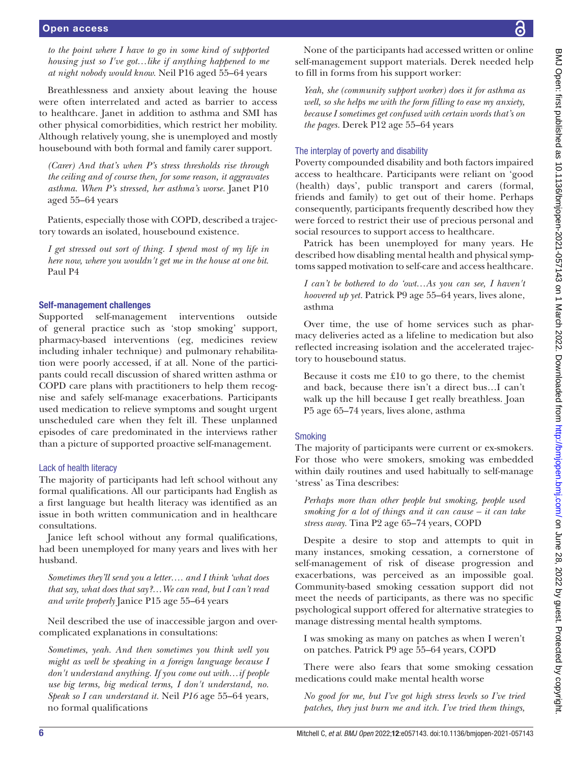*to the point where I have to go in some kind of supported housing just so I've got…like if anything happened to me at night nobody would know.* Neil P16 aged 55–64 years

Breathlessness and anxiety about leaving the house were often interrelated and acted as barrier to access to healthcare. Janet in addition to asthma and SMI has other physical comorbidities, which restrict her mobility. Although relatively young, she is unemployed and mostly housebound with both formal and family carer support.

*(Carer) And that's when P's stress thresholds rise through the ceiling and of course then, for some reason, it aggravates asthma. When P's stressed, her asthma's worse.* Janet P10 aged 55–64 years

Patients, especially those with COPD, described a trajectory towards an isolated, housebound existence.

*I get stressed out sort of thing. I spend most of my life in here now, where you wouldn't get me in the house at one bit.* Paul P4

### Self-management challenges

Supported self-management interventions outside of general practice such as 'stop smoking' support, pharmacy-based interventions (eg, medicines review including inhaler technique) and pulmonary rehabilitation were poorly accessed, if at all. None of the participants could recall discussion of shared written asthma or COPD care plans with practitioners to help them recognise and safely self-manage exacerbations. Participants used medication to relieve symptoms and sought urgent unscheduled care when they felt ill. These unplanned episodes of care predominated in the interviews rather than a picture of supported proactive self-management.

#### Lack of health literacy

The majority of participants had left school without any formal qualifications. All our participants had English as a first language but health literacy was identified as an issue in both written communication and in healthcare consultations.

Janice left school without any formal qualifications, had been unemployed for many years and lives with her husband.

*Sometimes they'll send you a letter…. and I think 'what does that say, what does that say?…We can read, but I can't read and write properly* Janice P15 age 55–64 years

Neil described the use of inaccessible jargon and overcomplicated explanations in consultations:

*Sometimes, yeah. And then sometimes you think well you might as well be speaking in a foreign language because I don't understand anything. If you come out with…if people use big terms, big medical terms, I don't understand, no. Speak so I can understand it.* Neil *P16* age 55–64 years, no formal qualifications

None of the participants had accessed written or online self-management support materials. Derek needed help to fill in forms from his support worker:

*Yeah, she (community support worker) does it for asthma as well, so she helps me with the form filling to ease my anxiety, because I sometimes get confused with certain words that's on the pages.* Derek P12 age 55–64 years

#### The interplay of poverty and disability

Poverty compounded disability and both factors impaired access to healthcare. Participants were reliant on 'good (health) days', public transport and carers (formal, friends and family) to get out of their home. Perhaps consequently, participants frequently described how they were forced to restrict their use of precious personal and social resources to support access to healthcare.

Patrick has been unemployed for many years. He described how disabling mental health and physical symptoms sapped motivation to self-care and access healthcare.

*I can't be bothered to do 'owt…As you can see, I haven't hoovered up yet.* Patrick P9 age 55–64 years, lives alone, asthma

Over time, the use of home services such as pharmacy deliveries acted as a lifeline to medication but also reflected increasing isolation and the accelerated trajectory to housebound status.

Because it costs me £10 to go there, to the chemist and back, because there isn't a direct bus…I can't walk up the hill because I get really breathless. Joan P5 age 65–74 years, lives alone, asthma

#### Smoking

The majority of participants were current or ex-smokers. For those who were smokers, smoking was embedded within daily routines and used habitually to self-manage 'stress' as Tina describes:

*Perhaps more than other people but smoking, people used smoking for a lot of things and it can cause – it can take stress away.* Tina P2 age 65–74 years, COPD

Despite a desire to stop and attempts to quit in many instances, smoking cessation, a cornerstone of self-management of risk of disease progression and exacerbations, was perceived as an impossible goal. Community-based smoking cessation support did not meet the needs of participants, as there was no specific psychological support offered for alternative strategies to manage distressing mental health symptoms.

I was smoking as many on patches as when I weren't on patches. Patrick P9 age 55–64 years, COPD

There were also fears that some smoking cessation medications could make mental health worse

*No good for me, but I've got high stress levels so I've tried patches, they just burn me and itch. I've tried them things,*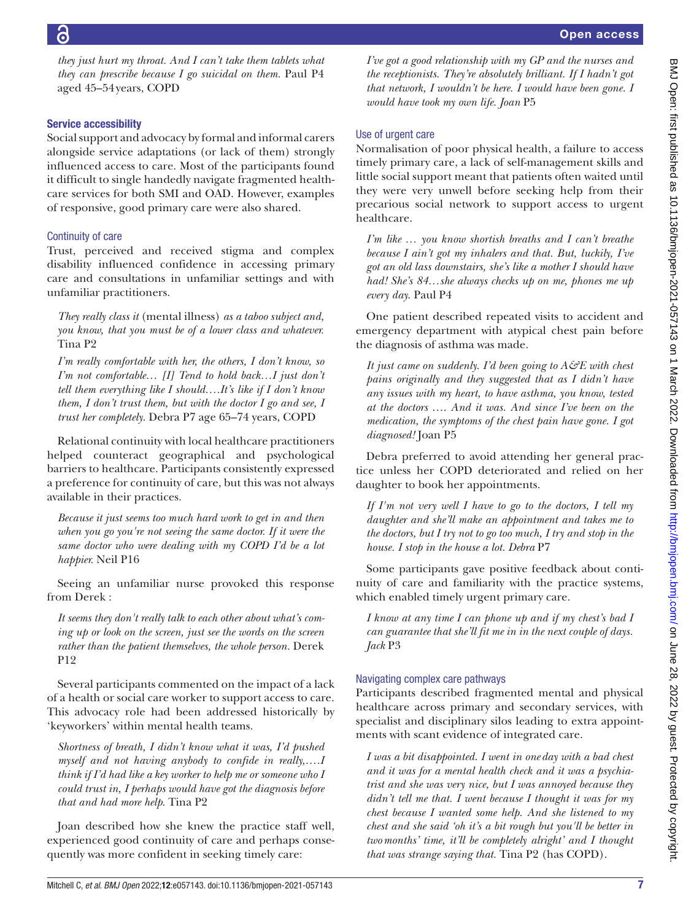*they just hurt my throat. And I can't take them tablets what they can prescribe because I go suicidal on them.* Paul P4 aged 45–54 years, COPD

### Service accessibility

Social support and advocacy by formal and informal carers alongside service adaptations (or lack of them) strongly influenced access to care. Most of the participants found it difficult to single handedly navigate fragmented healthcare services for both SMI and OAD. However, examples of responsive, good primary care were also shared.

#### Continuity of care

Trust, perceived and received stigma and complex disability influenced confidence in accessing primary care and consultations in unfamiliar settings and with unfamiliar practitioners.

> *They really class it* (mental illness) *as a taboo subject and, you know, that you must be of a lower class and whatever.* Tina P2

> *I'm really comfortable with her, the others, I don't know, so I'm not comfortable… [I] Tend to hold back…I just don't tell them everything like I should….It's like if I don't know them, I don't trust them, but with the doctor I go and see, I trust her completely.* Debra P7 age 65–74 years, COPD

Relational continuity with local healthcare practitioners helped counteract geographical and psychological barriers to healthcare. Participants consistently expressed a preference for continuity of care, but this was not always available in their practices.

> *Because it just seems too much hard work to get in and then when you go you're not seeing the same doctor. If it were the same doctor who were dealing with my COPD I'd be a lot happier.* Neil P16

Seeing an unfamiliar nurse provoked this response from Derek :

> *It seems they don't really talk to each other about what's coming up or look on the screen, just see the words on the screen rather than the patient themselves, the whole person.* Derek P12

Several participants commented on the impact of a lack of a health or social care worker to support access to care. This advocacy role had been addressed historically by 'keyworkers' within mental health teams.

> *Shortness of breath, I didn't know what it was, I'd pushed myself and not having anybody to confide in really,….I think if I'd had like a key worker to help me or someone who I could trust in, I perhaps would have got the diagnosis before that and had more help.* Tina P2

Joan described how she knew the practice staff well, experienced good continuity of care and perhaps consequently was more confident in seeking timely care:

> *I've got a good relationship with my GP and the nurses and the receptionists. They're absolutely brilliant. If I hadn't got that network, I wouldn't be here. I would have been gone. I would have took my own life. Joan* P5

#### Use of urgent care

Normalisation of poor physical health, a failure to access timely primary care, a lack of self-management skills and little social support meant that patients often waited until they were very unwell before seeking help from their precarious social network to support access to urgent healthcare.

> *I'm like … you know shortish breaths and I can't breathe because I ain't got my inhalers and that. But, luckily, I've got an old lass downstairs, she's like a mother I should have had! She's 84…she always checks up on me, phones me up every day.* Paul P4

One patient described repeated visits to accident and emergency department with atypical chest pain before the diagnosis of asthma was made.

> *It just came on suddenly. I'd been going to A&E with chest pains originally and they suggested that as I didn't have any issues with my heart, to have asthma, you know, tested at the doctors …. And it was. And since I've been on the medication, the symptoms of the chest pain have gone. I got diagnosed!* Joan P5

Debra preferred to avoid attending her general practice unless her COPD deteriorated and relied on her daughter to book her appointments.

> *If I'm not very well I have to go to the doctors, I tell my daughter and she'll make an appointment and takes me to the doctors, but I try not to go too much, I try and stop in the house. I stop in the house a lot. Debra* P7

Some participants gave positive feedback about continuity of care and familiarity with the practice systems, which enabled timely urgent primary care.

> *I know at any time I can phone up and if my chest's bad I can guarantee that she'll fit me in in the next couple of days. Jack* P3

#### Navigating complex care pathways

Participants described fragmented mental and physical healthcare across primary and secondary services, with specialist and disciplinary silos leading to extra appointments with scant evidence of integrated care.

> *I was a bit disappointed. I went in one day with a bad chest and it was for a mental health check and it was a psychiatrist and she was very nice, but I was annoyed because they didn't tell me that. I went because I thought it was for my chest because I wanted some help. And she listened to my chest and she said 'oh it's a bit rough but you'll be better in two months' time, it'll be completely alright' and I thought that was strange saying that.* Tina P2 (has COPD).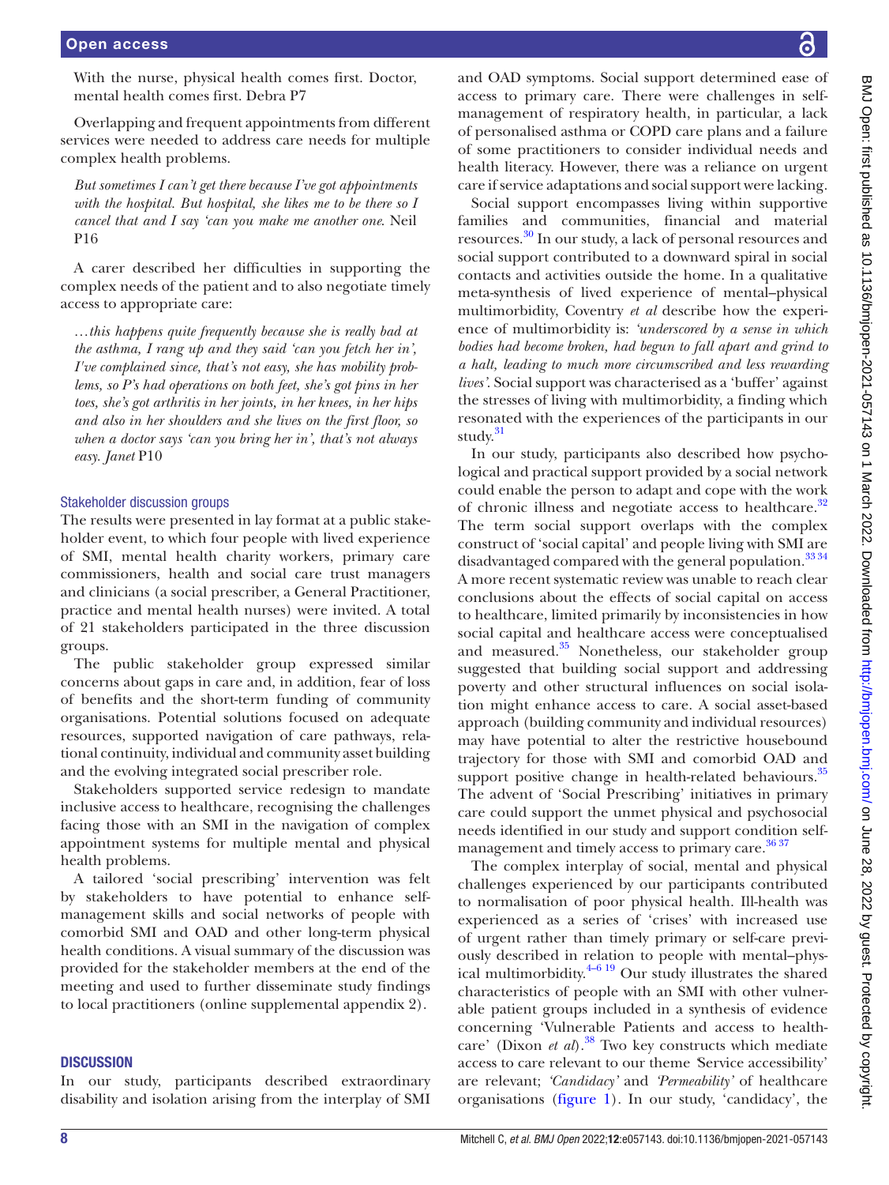With the nurse, physical health comes first. Doctor, mental health comes first. Debra P7

Overlapping and frequent appointments from different services were needed to address care needs for multiple complex health problems.

*But sometimes I can't get there because I've got appointments with the hospital. But hospital, she likes me to be there so I cancel that and I say 'can you make me another one.* Neil P16

A carer described her difficulties in supporting the complex needs of the patient and to also negotiate timely access to appropriate care:

*…this happens quite frequently because she is really bad at the asthma, I rang up and they said 'can you fetch her in', I've complained since, that's not easy, she has mobility problems, so P's had operations on both feet, she's got pins in her toes, she's got arthritis in her joints, in her knees, in her hips and also in her shoulders and she lives on the first floor, so when a doctor says 'can you bring her in', that's not always easy. Janet* P10

### Stakeholder discussion groups

The results were presented in lay format at a public stakeholder event, to which four people with lived experience of SMI, mental health charity workers, primary care commissioners, health and social care trust managers and clinicians (a social prescriber, a General Practitioner, practice and mental health nurses) were invited. A total of 21 stakeholders participated in the three discussion groups.

The public stakeholder group expressed similar concerns about gaps in care and, in addition, fear of loss of benefits and the short-term funding of community organisations. Potential solutions focused on adequate resources, supported navigation of care pathways, relational continuity, individual and community asset building and the evolving integrated social prescriber role.

Stakeholders supported service redesign to mandate inclusive access to healthcare, recognising the challenges facing those with an SMI in the navigation of complex appointment systems for multiple mental and physical health problems.

A tailored 'social prescribing' intervention was felt by stakeholders to have potential to enhance self-management skills and social networks of people with comorbid SMI and OAD and other long-term physical health conditions. A visual summary of the discussion was provided for the stakeholder members at the end of the meeting and used to further disseminate study findings to local practitioners (online supplemental appendix 2).

## DISCUSSION

In our study, participants described extraordinary disability and isolation arising from the interplay of SMI and OAD symptoms. Social support determined ease of access to primary care. There were challenges in self-management of respiratory health, in particular, a lack of personalised asthma or COPD care plans and a failure of some practitioners to consider individual needs and health literacy. However, there was a reliance on urgent care if service adaptations and social support were lacking.

Social support encompasses living within supportive families and communities, financial and material resources.[30] In our study, a lack of personal resources and social support contributed to a downward spiral in social contacts and activities outside the home. In a qualitative meta-synthesis of lived experience of mental–physical multimorbidity, Coventry *et al* describe how the experience of multimorbidity is: *'underscored by a sense in which bodies had become broken, had begun to fall apart and grind to a halt, leading to much more circumscribed and less rewarding lives'.* Social support was characterised as a 'buffer' against the stresses of living with multimorbidity, a finding which resonated with the experiences of the participants in our study.[31]

In our study, participants also described how psychological and practical support provided by a social network could enable the person to adapt and cope with the work of chronic illness and negotiate access to healthcare.[32] The term social support overlaps with the complex construct of 'social capital' and people living with SMI are disadvantaged compared with the general population.[33 34] A more recent systematic review was unable to reach clear conclusions about the effects of social capital on access to healthcare, limited primarily by inconsistencies in how social capital and healthcare access were conceptualised and measured.[35] Nonetheless, our stakeholder group suggested that building social support and addressing poverty and other structural influences on social isolation might enhance access to care. A social asset-based approach (building community and individual resources) may have potential to alter the restrictive housebound trajectory for those with SMI and comorbid OAD and support positive change in health-related behaviours.[35] The advent of 'Social Prescribing' initiatives in primary care could support the unmet physical and psychosocial needs identified in our study and support condition self-management and timely access to primary care.[36 37]

The complex interplay of social, mental and physical challenges experienced by our participants contributed to normalisation of poor physical health. Ill-health was experienced as a series of 'crises' with increased use of urgent rather than timely primary or self-care previously described in relation to people with mental–physical multimorbidity.[4–6 19] Our study illustrates the shared characteristics of people with an SMI with other vulnerable patient groups included in a synthesis of evidence concerning 'Vulnerable Patients and access to healthcare' (Dixon *et al*).[38] Two key constructs which mediate access to care relevant to our theme *'*Service accessibility' are relevant; *'Candidacy'* and *'Permeability'* of healthcare organisations (figure 1). In our study, 'candidacy', the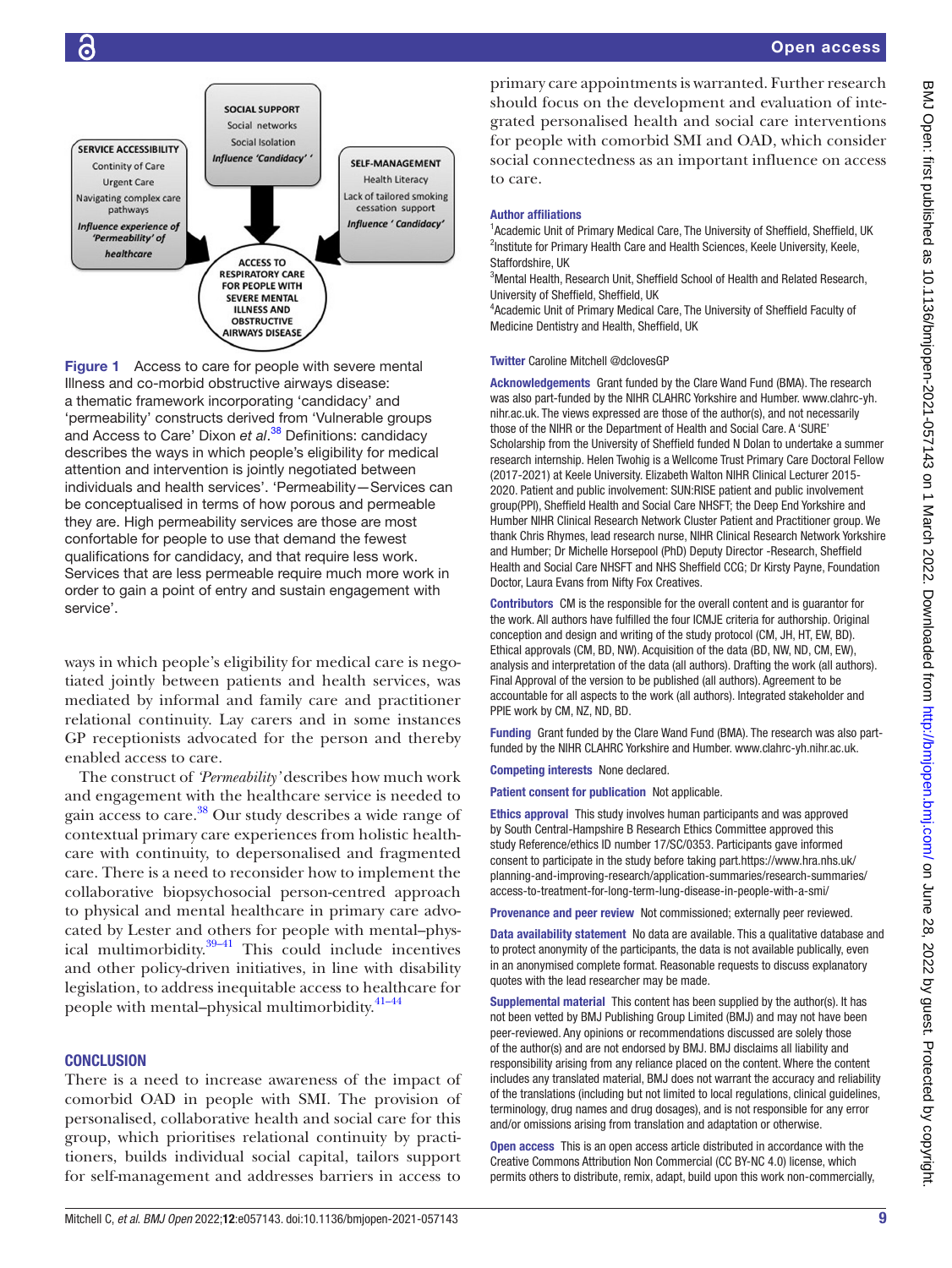SOCIAL SUPPORT
Social networks
Social Isolation
*Influence 'Candidacy'*

SERVICE ACCESSIBILITY
Continity of Care
Urgent Care
Navigating complex care pathways
*Influence experience of 'Permeability' of healthcare*

SELF-MANAGEMENT
Health Literacy
Lack of tailored smoking cessation support
*Influence ' Candidacy'*

ACCESS TO RESPIRATORY CARE FOR PEOPLE WITH SEVERE MENTAL ILLNESS AND OBSTRUCTIVE AIRWAYS DISEASE

**Figure 1** Access to care for people with severe mental Illness and co-morbid obstructive airways disease: a thematic framework incorporating 'candidacy' and 'permeability' constructs derived from 'Vulnerable groups and Access to Care' Dixon *et al*.[38] Definitions: candidacy describes the ways in which people's eligibility for medical attention and intervention is jointly negotiated between individuals and health services'. 'Permeability—Services can be conceptualised in terms of how porous and permeable they are. High permeability services are those are most confortable for people to use that demand the fewest qualifications for candidacy, and that require less work. Services that are less permeable require much more work in order to gain a point of entry and sustain engagement with service'.

ways in which people's eligibility for medical care is negotiated jointly between patients and health services, was mediated by informal and family care and practitioner relational continuity. Lay carers and in some instances GP receptionists advocated for the person and thereby enabled access to care.

The construct of *'Permeability'* describes how much work and engagement with the healthcare service is needed to gain access to care.[38] Our study describes a wide range of contextual primary care experiences from holistic healthcare with continuity, to depersonalised and fragmented care. There is a need to reconsider how to implement the collaborative biopsychosocial person-centred approach to physical and mental healthcare in primary care advocated by Lester and others for people with mental–physical multimorbidity.[39–41] This could include incentives and other policy-driven initiatives, in line with disability legislation, to address inequitable access to healthcare for people with mental–physical multimorbidity.[41–44]

## CONCLUSION

There is a need to increase awareness of the impact of comorbid OAD in people with SMI. The provision of personalised, collaborative health and social care for this group, which prioritises relational continuity by practitioners, builds individual social capital, tailors support for self-management and addresses barriers in access to primary care appointments is warranted. Further research should focus on the development and evaluation of integrated personalised health and social care interventions for people with comorbid SMI and OAD, which consider social connectedness as an important influence on access to care.

**Author affiliations**
[1]Academic Unit of Primary Medical Care, The University of Sheffield, Sheffield, UK
[2]Institute for Primary Health Care and Health Sciences, Keele University, Keele, Staffordshire, UK
[3]Mental Health, Research Unit, Sheffield School of Health and Related Research, University of Sheffield, Sheffield, UK
[4]Academic Unit of Primary Medical Care, The University of Sheffield Faculty of Medicine Dentistry and Health, Sheffield, UK

**Twitter** Caroline Mitchell @dclovesGP

**Acknowledgements** Grant funded by the Clare Wand Fund (BMA). The research was also part-funded by the NIHR CLAHRC Yorkshire and Humber. www.clahrc-yh.nihr.ac.uk. The views expressed are those of the author(s), and not necessarily those of the NIHR or the Department of Health and Social Care. A 'SURE' Scholarship from the University of Sheffield funded N Dolan to undertake a summer research internship. Helen Twohig is a Wellcome Trust Primary Care Doctoral Fellow (2017-2021) at Keele University. Elizabeth Walton NIHR Clinical Lecturer 2015-2020. Patient and public involvement: SUN:RISE patient and public involvement group(PPI), Sheffield Health and Social Care NHSFT; the Deep End Yorkshire and Humber NIHR Clinical Research Network Cluster Patient and Practitioner group. We thank Chris Rhymes, lead research nurse, NIHR Clinical Research Network Yorkshire and Humber; Dr Michelle Horsepool (PhD) Deputy Director -Research, Sheffield Health and Social Care NHSFT and NHS Sheffield CCG; Dr Kirsty Payne, Foundation Doctor, Laura Evans from Nifty Fox Creatives.

**Contributors** CM is the responsible for the overall content and is guarantor for the work. All authors have fulfilled the four ICMJE criteria for authorship. Original conception and design and writing of the study protocol (CM, JH, HT, EW, BD). Ethical approvals (CM, BD, NW). Acquisition of the data (BD, NW, ND, CM, EW), analysis and interpretation of the data (all authors). Drafting the work (all authors). Final Approval of the version to be published (all authors). Agreement to be accountable for all aspects to the work (all authors). Integrated stakeholder and PPIE work by CM, NZ, ND, BD.

**Funding** Grant funded by the Clare Wand Fund (BMA). The research was also part-funded by the NIHR CLAHRC Yorkshire and Humber. www.clahrc-yh.nihr.ac.uk.

**Competing interests** None declared.

**Patient consent for publication** Not applicable.

**Ethics approval** This study involves human participants and was approved by South Central-Hampshire B Research Ethics Committee approved this study Reference/ethics ID number 17/SC/0353. Participants gave informed consent to participate in the study before taking part.https://www.hra.nhs.uk/planning-and-improving-research/application-summaries/research-summaries/access-to-treatment-for-long-term-lung-disease-in-people-with-a-smi/

**Provenance and peer review** Not commissioned; externally peer reviewed.

**Data availability statement** No data are available. This a qualitative database and to protect anonymity of the participants, the data is not available publically, even in an anonymised complete format. Reasonable requests to discuss explanatory quotes with the lead researcher may be made.

**Supplemental material** This content has been supplied by the author(s). It has not been vetted by BMJ Publishing Group Limited (BMJ) and may not have been peer-reviewed. Any opinions or recommendations discussed are solely those of the author(s) and are not endorsed by BMJ. BMJ disclaims all liability and responsibility arising from any reliance placed on the content. Where the content includes any translated material, BMJ does not warrant the accuracy and reliability of the translations (including but not limited to local regulations, clinical guidelines, terminology, drug names and drug dosages), and is not responsible for any error and/or omissions arising from translation and adaptation or otherwise.

**Open access** This is an open access article distributed in accordance with the Creative Commons Attribution Non Commercial (CC BY-NC 4.0) license, which permits others to distribute, remix, adapt, build upon this work non-commercially,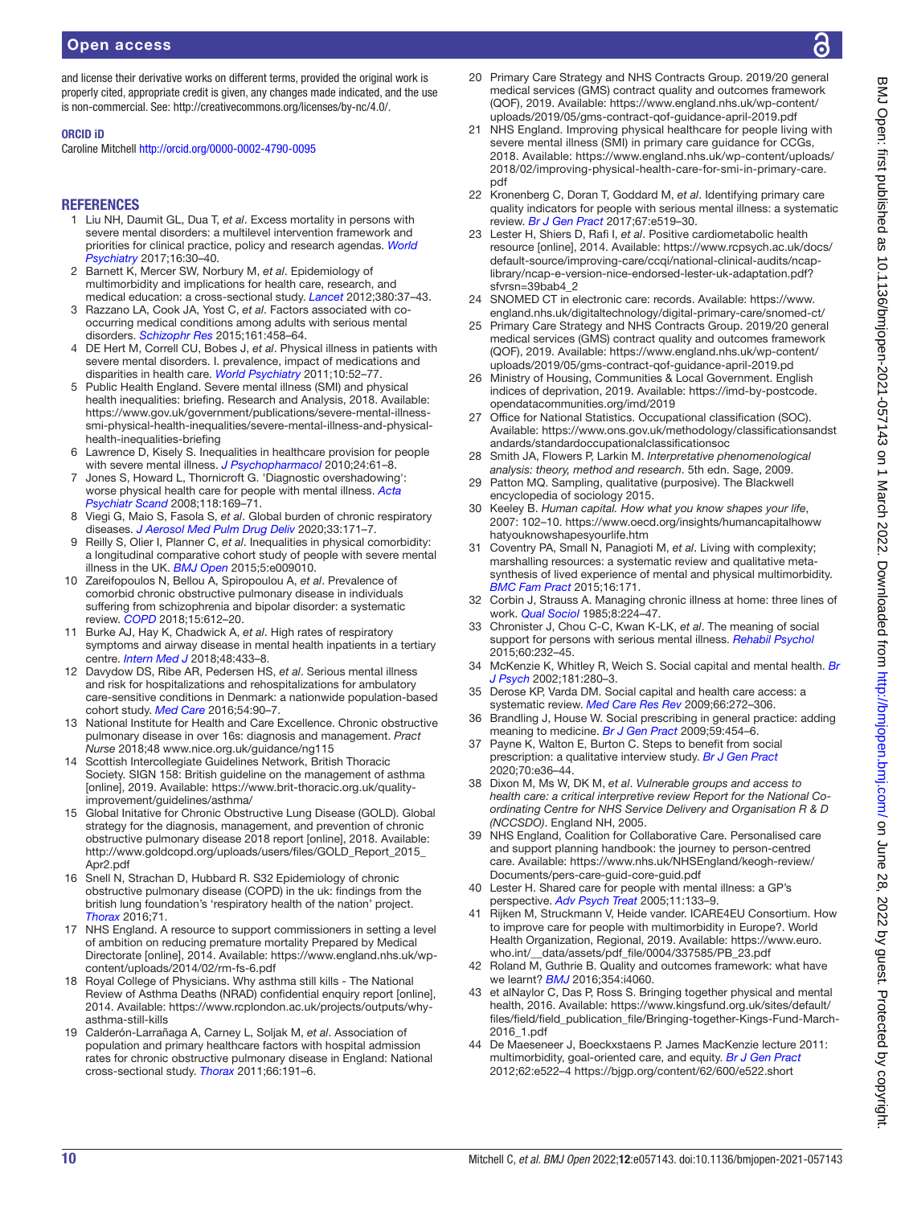and license their derivative works on different terms, provided the original work is properly cited, appropriate credit is given, any changes made indicated, and the use is non-commercial. See: http://creativecommons.org/licenses/by-nc/4.0/.

### ORCID iD

Caroline Mitchell http://orcid.org/0000-0002-4790-0095

## REFERENCES

1. Liu NH, Daumit GL, Dua T, *et al*. Excess mortality in persons with severe mental disorders: a multilevel intervention framework and priorities for clinical practice, policy and research agendas. *World Psychiatry* 2017;16:30–40.
2. Barnett K, Mercer SW, Norbury M, *et al*. Epidemiology of multimorbidity and implications for health care, research, and medical education: a cross-sectional study. *Lancet* 2012;380:37–43.
3. Razzano LA, Cook JA, Yost C, *et al*. Factors associated with co-occurring medical conditions among adults with serious mental disorders. *Schizophr Res* 2015;161:458–64.
4. DE Hert M, Correll CU, Bobes J, *et al*. Physical illness in patients with severe mental disorders. I. prevalence, impact of medications and disparities in health care. *World Psychiatry* 2011;10:52–77.
5. Public Health England. Severe mental illness (SMI) and physical health inequalities: briefing. Research and Analysis, 2018. Available: https://www.gov.uk/government/publications/severe-mental-illness-smi-physical-health-inequalities/severe-mental-illness-and-physical-health-inequalities-briefing
6. Lawrence D, Kisely S. Inequalities in healthcare provision for people with severe mental illness. *J Psychopharmacol* 2010;24:61–8.
7. Jones S, Howard L, Thornicroft G. 'Diagnostic overshadowing': worse physical health care for people with mental illness. *Acta Psychiatr Scand* 2008;118:169–71.
8. Viegi G, Maio S, Fasola S, *et al*. Global burden of chronic respiratory diseases. *J Aerosol Med Pulm Drug Deliv* 2020;33:171–7.
9. Reilly S, Olier I, Planner C, *et al*. Inequalities in physical comorbidity: a longitudinal comparative cohort study of people with severe mental illness in the UK. *BMJ Open* 2015;5:e009010.
10. Zareifopoulos N, Bellou A, Spiropoulou A, *et al*. Prevalence of comorbid chronic obstructive pulmonary disease in individuals suffering from schizophrenia and bipolar disorder: a systematic review. *COPD* 2018;15:612–20.
11. Burke AJ, Hay K, Chadwick A, *et al*. High rates of respiratory symptoms and airway disease in mental health inpatients in a tertiary centre. *Intern Med J* 2018;48:433–8.
12. Davydow DS, Ribe AR, Pedersen HS, *et al*. Serious mental illness and risk for hospitalizations and rehospitalizations for ambulatory care-sensitive conditions in Denmark: a nationwide population-based cohort study. *Med Care* 2016;54:90–7.
13. National Institute for Health and Care Excellence. Chronic obstructive pulmonary disease in over 16s: diagnosis and management. *Pract Nurse* 2018;48 www.nice.org.uk/guidance/ng115
14. Scottish Intercollegiate Guidelines Network, British Thoracic Society. SIGN 158: British guideline on the management of asthma [online], 2019. Available: https://www.brit-thoracic.org.uk/quality-improvement/guidelines/asthma/
15. Global Initative for Chronic Obstructive Lung Disease (GOLD). Global strategy for the diagnosis, management, and prevention of chronic obstructive pulmonary disease 2018 report [online], 2018. Available: http://www.goldcopd.org/uploads/users/files/GOLD_Report_2015_Apr2.pdf
16. Snell N, Strachan D, Hubbard R. S32 Epidemiology of chronic obstructive pulmonary disease (COPD) in the uk: findings from the british lung foundation's 'respiratory health of the nation' project. *Thorax* 2016;71.
17. NHS England. A resource to support commissioners in setting a level of ambition on reducing premature mortality Prepared by Medical Directorate [online], 2014. Available: https://www.england.nhs.uk/wp-content/uploads/2014/02/rm-fs-6.pdf
18. Royal College of Physicians. Why asthma still kills - The National Review of Asthma Deaths (NRAD) confidential enquiry report [online], 2014. Available: https://www.rcplondon.ac.uk/projects/outputs/why-asthma-still-kills
19. Calderón-Larrañaga A, Carney L, Soljak M, *et al*. Association of population and primary healthcare factors with hospital admission rates for chronic obstructive pulmonary disease in England: National cross-sectional study. *Thorax* 2011;66:191–6.
20. Primary Care Strategy and NHS Contracts Group. 2019/20 general medical services (GMS) contract quality and outcomes framework (QOF), 2019. Available: https://www.england.nhs.uk/wp-content/uploads/2019/05/gms-contract-qof-guidance-april-2019.pdf
21. NHS England. Improving physical healthcare for people living with severe mental illness (SMI) in primary care guidance for CCGs, 2018. Available: https://www.england.nhs.uk/wp-content/uploads/2018/02/improving-physical-health-care-for-smi-in-primary-care.pdf
22. Kronenberg C, Doran T, Goddard M, *et al*. Identifying primary care quality indicators for people with serious mental illness: a systematic review. *Br J Gen Pract* 2017;67:e519–30.
23. Lester H, Shiers D, Rafi I, *et al*. Positive cardiometabolic health resource [online], 2014. Available: https://www.rcpsych.ac.uk/docs/default-source/improving-care/ccqi/national-clinical-audits/ncap-library/ncap-e-version-nice-endorsed-lester-uk-adaptation.pdf?sfvrsn=39bab4_2
24. SNOMED CT in electronic care: records. Available: https://www.england.nhs.uk/digitaltechnology/digital-primary-care/snomed-ct/
25. Primary Care Strategy and NHS Contracts Group. 2019/20 general medical services (GMS) contract quality and outcomes framework (QOF), 2019. Available: https://www.england.nhs.uk/wp-content/uploads/2019/05/gms-contract-qof-guidance-april-2019.pdf
26. Ministry of Housing, Communities & Local Government. English indices of deprivation, 2019. Available: https://imd-by-postcode.opendatacommunities.org/imd/2019
27. Office for National Statistics. Occupational classification (SOC). Available: https://www.ons.gov.uk/methodology/classificationsandstandards/standardoccupationalclassificationsoc
28. Smith JA, Flowers P, Larkin M. *Interpretative phenomenological analysis: theory, method and research*. 5th edn. Sage, 2009.
29. Patton MQ. Sampling, qualitative (purposive). The Blackwell encyclopedia of sociology 2015.
30. Keeley B. *Human capital. How what you know shapes your life*, 2007: 102–10. https://www.oecd.org/insights/humancapitalhowwhatyouknowshapesyourlife.htm
31. Coventry PA, Small N, Panagioti M, *et al*. Living with complexity; marshalling resources: a systematic review and qualitative meta-synthesis of lived experience of mental and physical multimorbidity. *BMC Fam Pract* 2015;16:171.
32. Corbin J, Strauss A. Managing chronic illness at home: three lines of work. *Qual Sociol* 1985;8:224–47.
33. Chronister J, Chou C-C, Kwan K-LK, *et al*. The meaning of social support for persons with serious mental illness. *Rehabil Psychol* 2015;60:232–45.
34. McKenzie K, Whitley R, Weich S. Social capital and mental health. *Br J Psych* 2002;181:280–3.
35. Derose KP, Varda DM. Social capital and health care access: a systematic review. *Med Care Res Rev* 2009;66:272–306.
36. Brandling J, House W. Social prescribing in general practice: adding meaning to medicine. *Br J Gen Pract* 2009;59:454–6.
37. Payne K, Walton E, Burton C. Steps to benefit from social prescription: a qualitative interview study. *Br J Gen Pract* 2020;70:e36–44.
38. Dixon M, Ms W, DK M, *et al*. *Vulnerable groups and access to health care: a critical interpretive review Report for the National Co-ordinating Centre for NHS Service Delivery and Organisation R & D (NCCSDO)*. England NH, 2005.
39. NHS England, Coalition for Collaborative Care. Personalised care and support planning handbook: the journey to person-centred care. Available: https://www.nhs.uk/NHSEngland/keogh-review/Documents/pers-care-guid-core-guid.pdf
40. Lester H. Shared care for people with mental illness: a GP's perspective. *Adv Psych Treat* 2005;11:133–9.
41. Rijken M, Struckmann V, Heide vander. ICARE4EU Consortium. How to improve care for people with multimorbidity in Europe?. World Health Organization, Regional, 2019. Available: https://www.euro.who.int/__data/assets/pdf_file/0004/337585/PB_23.pdf
42. Roland M, Guthrie B. Quality and outcomes framework: what have we learnt? *BMJ* 2016;354:i4060.
43. et alNaylor C, Das P, Ross S. Bringing together physical and mental health, 2016. Available: https://www.kingsfund.org.uk/sites/default/files/field/field_publication_file/Bringing-together-Kings-Fund-March-2016_1.pdf
44. De Maeseneer J, Boeckxstaens P. James MacKenzie lecture 2011: multimorbidity, goal-oriented care, and equity. *Br J Gen Pract* 2012;62:e522–4 https://bjgp.org/content/62/600/e522.short